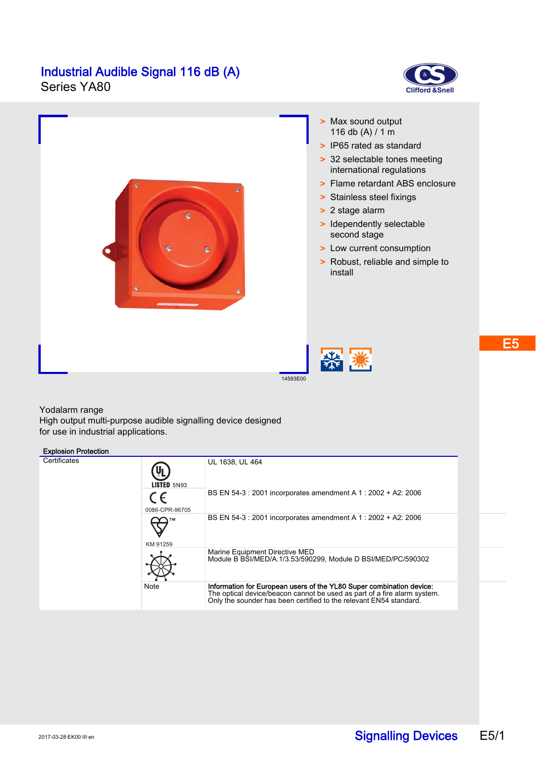# Industrial Audible Signal 116 dB (A)
## Series YA80

- Max sound output 116 db (A) / 1 m
- IP65 rated as standard
- 32 selectable tones meeting international regulations
- Flame retardant ABS enclosure
- Stainless steel fixings
- 2 stage alarm
- Idependently selectable second stage
- Low current consumption
- Robust, reliable and simple to install

14593E00

Yodalarm range
High output multi-purpose audible signalling device designed for use in industrial applications.

**Explosion Protection**

| Certificates | | |
|---|---|---|
| | LISTED 5N93 | UL 1638, UL 464 |
| | 0086-CPR-96705 | BS EN 54-3 : 2001 incorporates amendment A 1 : 2002 + A2: 2006 |
| | KM 91259 | BS EN 54-3 : 2001 incorporates amendment A 1 : 2002 + A2: 2006 |
| | | Marine Equipment Directive MED<br>Module B BSI/MED/A.1/3.53/590299, Module D BSI/MED/PC/590302 |
| | Note | **Information for European users of the YL80 Super combination device:**<br>The optical device/beacon cannot be used as part of a fire alarm system.<br>Only the sounder has been certified to the relevant EN54 standard. |

2017-03-28·EK00·III·en

Signalling Devices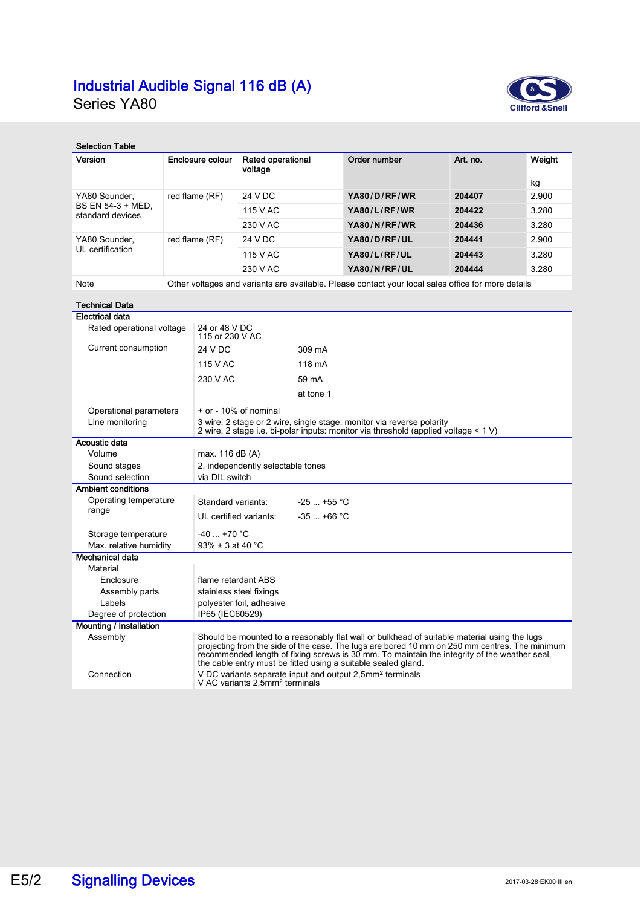# Industrial Audible Signal 116 dB (A)

Series YA80

### Selection Table

| Version | Enclosure colour | Rated operational voltage | Order number | Art. no. | Weight kg |
|---|---|---|---|---|---|
| YA80 Sounder, BS EN 54-3 + MED, standard devices | red flame (RF) | 24 V DC | **YA80/D/RF/WR** | **204407** | 2.900 |
| | | 115 V AC | **YA80/L/RF/WR** | **204422** | 3.280 |
| | | 230 V AC | **YA80/N/RF/WR** | **204436** | 3.280 |
| YA80 Sounder, UL certification | red flame (RF) | 24 V DC | **YA80/D/RF/UL** | **204441** | 2.900 |
| | | 115 V AC | **YA80/L/RF/UL** | **204443** | 3.280 |
| | | 230 V AC | **YA80/N/RF/UL** | **204444** | 3.280 |
| Note | Other voltages and variants are available. Please contact your local sales office for more details | | | | |

### Technical Data

| | | |
|---|---|---|
| **Electrical data** | | |
| Rated operational voltage | 24 or 48 V DC<br>115 or 230 V AC | |
| Current consumption | 24 V DC | 309 mA |
| | 115 V AC | 118 mA |
| | 230 V AC | 59 mA |
| | | at tone 1 |
| Operational parameters | + or - 10% of nominal | |
| Line monitoring | 3 wire, 2 stage or 2 wire, single stage: monitor via reverse polarity<br>2 wire, 2 stage i.e. bi-polar inputs: monitor via threshold (applied voltage < 1 V) | |
| **Acoustic data** | | |
| Volume | max. 116 dB (A) | |
| Sound stages | 2, independently selectable tones | |
| Sound selection | via DIL switch | |
| **Ambient conditions** | | |
| Operating temperature range | Standard variants: | -25 ... +55 °C |
| | UL certified variants: | -35 ... +66 °C |
| Storage temperature | -40 ... +70 °C | |
| Max. relative humidity | 93% ± 3 at 40 °C | |
| **Mechanical data** | | |
| Material | | |
| Enclosure | flame retardant ABS | |
| Assembly parts | stainless steel fixings | |
| Labels | polyester foil, adhesive | |
| Degree of protection | IP65 (IEC60529) | |
| **Mounting / Installation** | | |
| Assembly | Should be mounted to a reasonably flat wall or bulkhead of suitable material using the lugs projecting from the side of the case. The lugs are bored 10 mm on 250 mm centres. The minimum recommended length of fixing screws is 30 mm. To maintain the integrity of the weather seal, the cable entry must be fitted using a suitable sealed gland. | |
| Connection | V DC variants separate input and output 2,5mm² terminals<br>V AC variants 2,5mm² terminals | |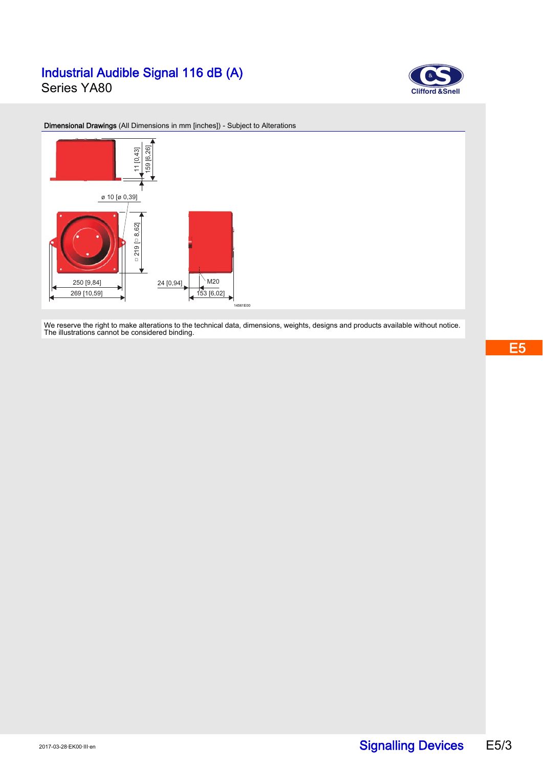# Industrial Audible Signal 116 dB (A)

Series YA80

**Dimensional Drawings** (All Dimensions in mm [inches]) - Subject to Alterations

11 [0,43]
159 [6,26]
ø 10 [ø 0,39]
□ 219 [□ 8,62]
250 [9,84]
269 [10,59]
24 [0,94]
M20
153 [6,02]
14561E00

We reserve the right to make alterations to the technical data, dimensions, weights, designs and products available without notice. The illustrations cannot be considered binding.